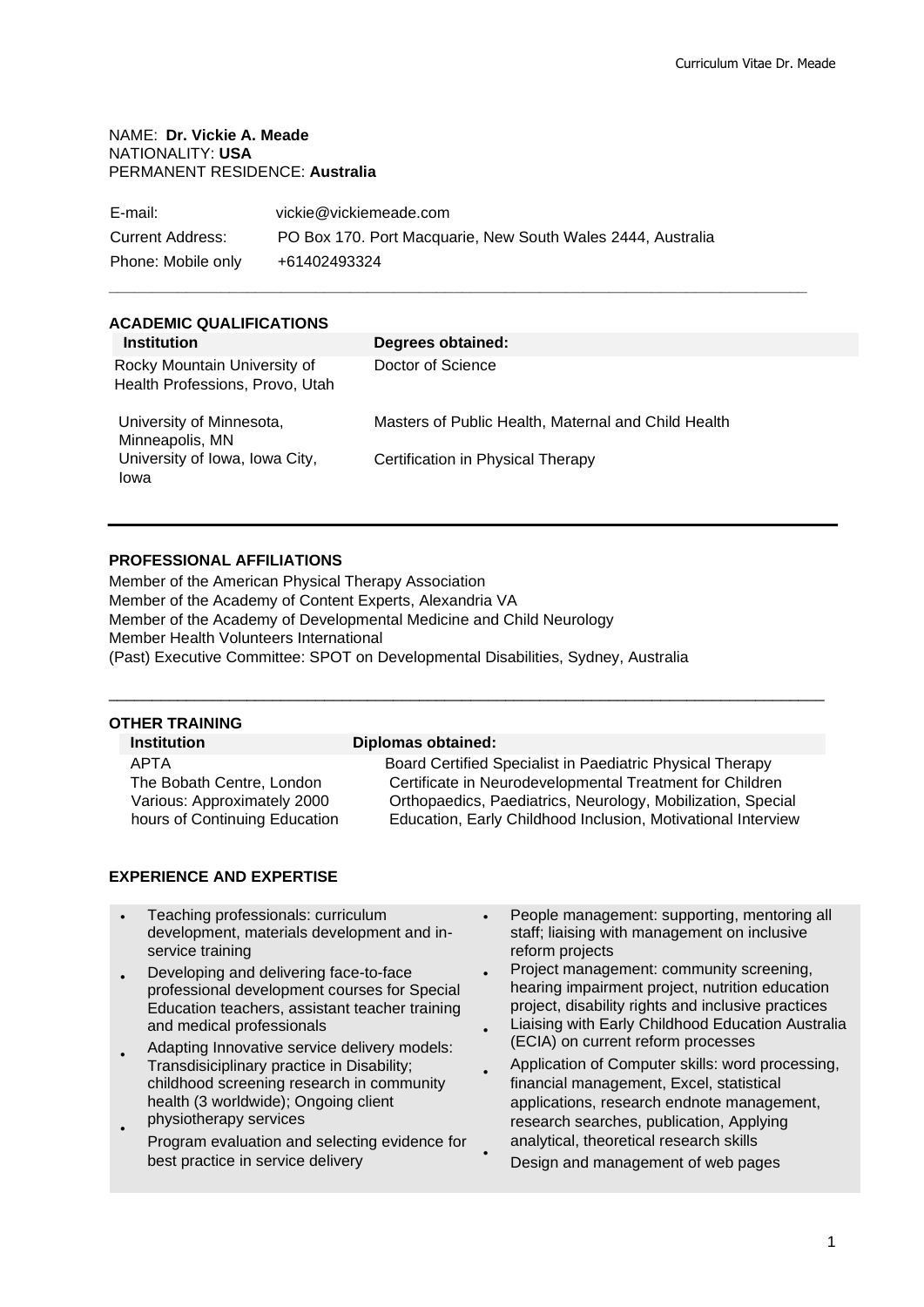NAME: **Dr. Vickie A. Meade**
NATIONALITY: **USA**
PERMANENT RESIDENCE: **Australia**

| | |
|---|---|
| E-mail: | vickie@vickiemeade.com |
| Current Address: | PO Box 170. Port Macquarie, New South Wales 2444, Australia |
| Phone: Mobile only | +61402493324 |

## ACADEMIC QUALIFICATIONS

| Institution | Degrees obtained: |
|---|---|
| Rocky Mountain University of Health Professions, Provo, Utah | Doctor of Science |
| University of Minnesota, Minneapolis, MN | Masters of Public Health, Maternal and Child Health |
| University of Iowa, Iowa City, Iowa | Certification in Physical Therapy |

## PROFESSIONAL AFFILIATIONS

Member of the American Physical Therapy Association
Member of the Academy of Content Experts, Alexandria VA
Member of the Academy of Developmental Medicine and Child Neurology
Member Health Volunteers International
(Past) Executive Committee: SPOT on Developmental Disabilities, Sydney, Australia

## OTHER TRAINING

| Institution | Diplomas obtained: |
|---|---|
| APTA | Board Certified Specialist in Paediatric Physical Therapy |
| The Bobath Centre, London | Certificate in Neurodevelopmental Treatment for Children |
| Various: Approximately 2000 hours of Continuing Education | Orthopaedics, Paediatrics, Neurology, Mobilization, Special Education, Early Childhood Inclusion, Motivational Interview |

## EXPERIENCE AND EXPERTISE

- Teaching professionals: curriculum development, materials development and in-service training
- Developing and delivering face-to-face professional development courses for Special Education teachers, assistant teacher training and medical professionals
- Adapting Innovative service delivery models: Transdisiciplinary practice in Disability; childhood screening research in community health (3 worldwide); Ongoing client physiotherapy services
- Program evaluation and selecting evidence for best practice in service delivery
- People management: supporting, mentoring all staff; liaising with management on inclusive reform projects
- Project management: community screening, hearing impairment project, nutrition education project, disability rights and inclusive practices
- Liaising with Early Childhood Education Australia (ECIA) on current reform processes
- Application of Computer skills: word processing, financial management, Excel, statistical applications, research endnote management, research searches, publication, Applying analytical, theoretical research skills
- Design and management of web pages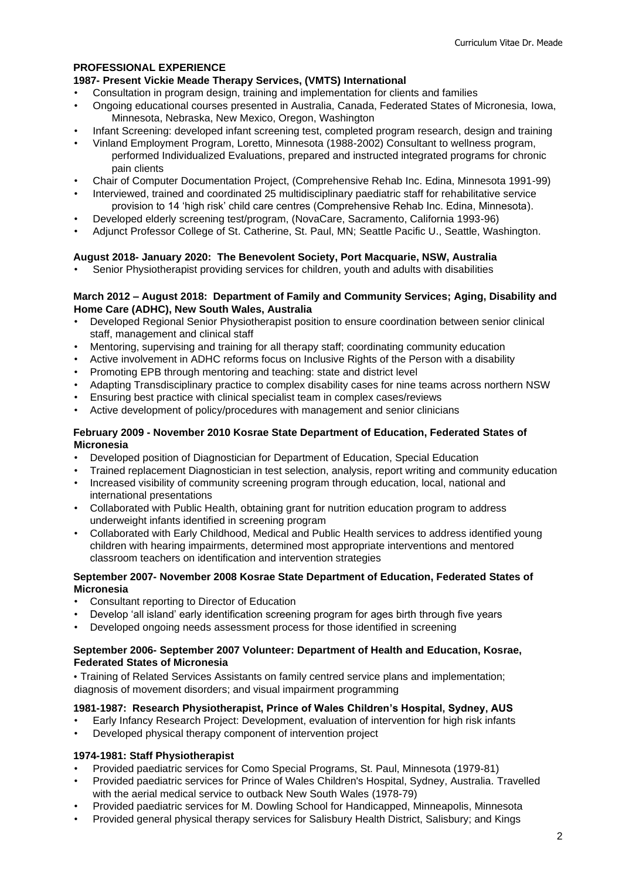## PROFESSIONAL EXPERIENCE

**1987- Present Vickie Meade Therapy Services, (VMTS) International**

- Consultation in program design, training and implementation for clients and families
- Ongoing educational courses presented in Australia, Canada, Federated States of Micronesia, Iowa, Minnesota, Nebraska, New Mexico, Oregon, Washington
- Infant Screening: developed infant screening test, completed program research, design and training
- Vinland Employment Program, Loretto, Minnesota (1988-2002) Consultant to wellness program, performed Individualized Evaluations, prepared and instructed integrated programs for chronic pain clients
- Chair of Computer Documentation Project, (Comprehensive Rehab Inc. Edina, Minnesota 1991-99)
- Interviewed, trained and coordinated 25 multidisciplinary paediatric staff for rehabilitative service provision to 14 'high risk' child care centres (Comprehensive Rehab Inc. Edina, Minnesota).
- Developed elderly screening test/program, (NovaCare, Sacramento, California 1993-96)
- Adjunct Professor College of St. Catherine, St. Paul, MN; Seattle Pacific U., Seattle, Washington.

**August 2018- January 2020: The Benevolent Society, Port Macquarie, NSW, Australia**

- Senior Physiotherapist providing services for children, youth and adults with disabilities

**March 2012 – August 2018: Department of Family and Community Services; Aging, Disability and Home Care (ADHC), New South Wales, Australia**

- Developed Regional Senior Physiotherapist position to ensure coordination between senior clinical staff, management and clinical staff
- Mentoring, supervising and training for all therapy staff; coordinating community education
- Active involvement in ADHC reforms focus on Inclusive Rights of the Person with a disability
- Promoting EPB through mentoring and teaching: state and district level
- Adapting Transdisciplinary practice to complex disability cases for nine teams across northern NSW
- Ensuring best practice with clinical specialist team in complex cases/reviews
- Active development of policy/procedures with management and senior clinicians

**February 2009 - November 2010 Kosrae State Department of Education, Federated States of Micronesia**

- Developed position of Diagnostician for Department of Education, Special Education
- Trained replacement Diagnostician in test selection, analysis, report writing and community education
- Increased visibility of community screening program through education, local, national and international presentations
- Collaborated with Public Health, obtaining grant for nutrition education program to address underweight infants identified in screening program
- Collaborated with Early Childhood, Medical and Public Health services to address identified young children with hearing impairments, determined most appropriate interventions and mentored classroom teachers on identification and intervention strategies

**September 2007- November 2008 Kosrae State Department of Education, Federated States of Micronesia**

- Consultant reporting to Director of Education
- Develop 'all island' early identification screening program for ages birth through five years
- Developed ongoing needs assessment process for those identified in screening

**September 2006- September 2007 Volunteer: Department of Health and Education, Kosrae, Federated States of Micronesia**

• Training of Related Services Assistants on family centred service plans and implementation; diagnosis of movement disorders; and visual impairment programming

**1981-1987: Research Physiotherapist, Prince of Wales Children's Hospital, Sydney, AUS**

- Early Infancy Research Project: Development, evaluation of intervention for high risk infants
- Developed physical therapy component of intervention project

**1974-1981: Staff Physiotherapist**

- Provided paediatric services for Como Special Programs, St. Paul, Minnesota (1979-81)
- Provided paediatric services for Prince of Wales Children's Hospital, Sydney, Australia. Travelled with the aerial medical service to outback New South Wales (1978-79)
- Provided paediatric services for M. Dowling School for Handicapped, Minneapolis, Minnesota
- Provided general physical therapy services for Salisbury Health District, Salisbury; and Kings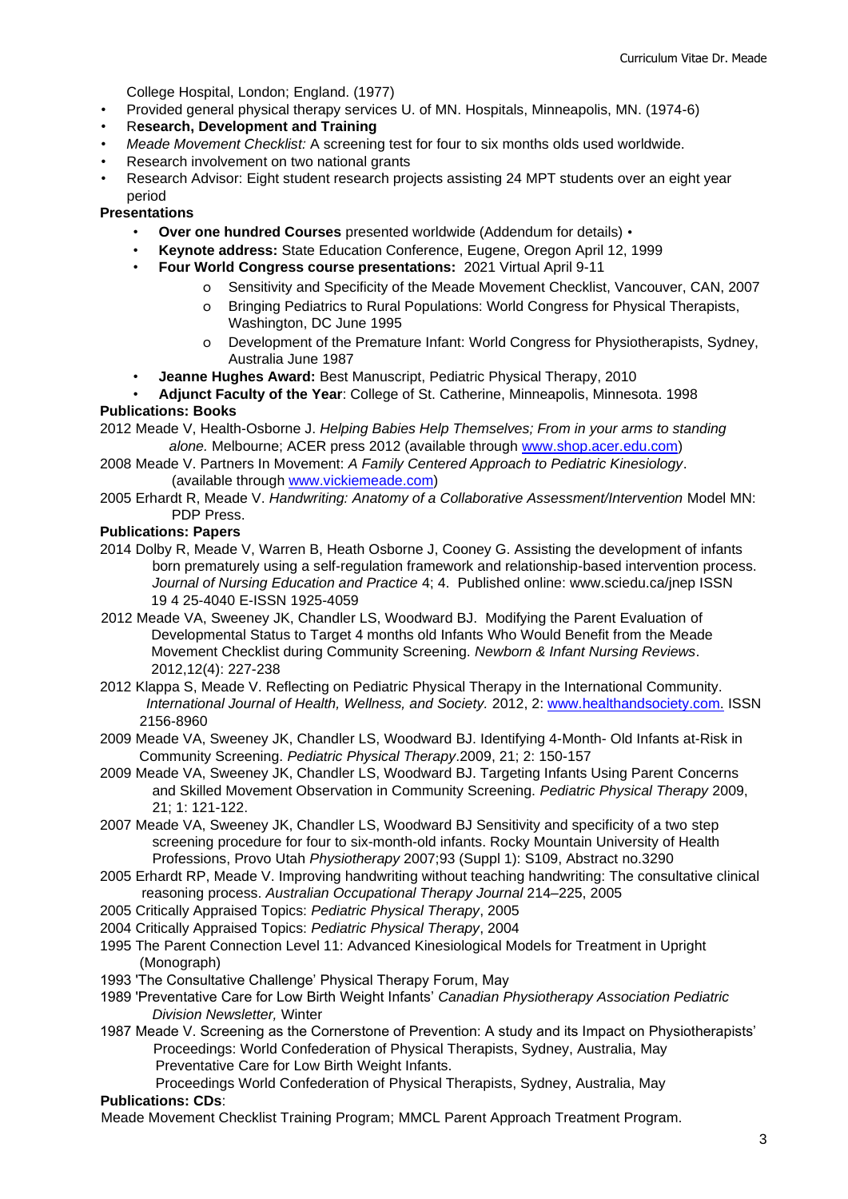College Hospital, London; England. (1977)

- Provided general physical therapy services U. of MN. Hospitals, Minneapolis, MN. (1974-6)
- R**esearch, Development and Training**
- *Meade Movement Checklist:* A screening test for four to six months olds used worldwide.
- Research involvement on two national grants
- Research Advisor: Eight student research projects assisting 24 MPT students over an eight year period

**Presentations**

- **Over one hundred Courses** presented worldwide (Addendum for details) •
- **Keynote address:** State Education Conference, Eugene, Oregon April 12, 1999
- **Four World Congress course presentations:** 2021 Virtual April 9-11
    - Sensitivity and Specificity of the Meade Movement Checklist, Vancouver, CAN, 2007
    - Bringing Pediatrics to Rural Populations: World Congress for Physical Therapists, Washington, DC June 1995
    - Development of the Premature Infant: World Congress for Physiotherapists, Sydney, Australia June 1987
- **Jeanne Hughes Award:** Best Manuscript, Pediatric Physical Therapy, 2010
- **Adjunct Faculty of the Year**: College of St. Catherine, Minneapolis, Minnesota. 1998

**Publications: Books**

2012 Meade V, Health-Osborne J. *Helping Babies Help Themselves; From in your arms to standing alone.* Melbourne; ACER press 2012 (available through www.shop.acer.edu.com)

2008 Meade V. Partners In Movement: *A Family Centered Approach to Pediatric Kinesiology*. (available through www.vickiemeade.com)

2005 Erhardt R, Meade V. *Handwriting: Anatomy of a Collaborative Assessment/Intervention* Model MN: PDP Press.

**Publications: Papers**

2014 Dolby R, Meade V, Warren B, Heath Osborne J, Cooney G. Assisting the development of infants born prematurely using a self-regulation framework and relationship-based intervention process. *Journal of Nursing Education and Practice* 4; 4. Published online: www.sciedu.ca/jnep ISSN 19 4 25-4040 E-ISSN 1925-4059

2012 Meade VA, Sweeney JK, Chandler LS, Woodward BJ. Modifying the Parent Evaluation of Developmental Status to Target 4 months old Infants Who Would Benefit from the Meade Movement Checklist during Community Screening. *Newborn & Infant Nursing Reviews*. 2012,12(4): 227-238

2012 Klappa S, Meade V. Reflecting on Pediatric Physical Therapy in the International Community. *International Journal of Health, Wellness, and Society.* 2012, 2: www.healthandsociety.com. ISSN 2156-8960

2009 Meade VA, Sweeney JK, Chandler LS, Woodward BJ. Identifying 4-Month- Old Infants at-Risk in Community Screening. *Pediatric Physical Therapy*.2009, 21; 2: 150-157

2009 Meade VA, Sweeney JK, Chandler LS, Woodward BJ. Targeting Infants Using Parent Concerns and Skilled Movement Observation in Community Screening. *Pediatric Physical Therapy* 2009, 21; 1: 121-122.

2007 Meade VA, Sweeney JK, Chandler LS, Woodward BJ Sensitivity and specificity of a two step screening procedure for four to six-month-old infants. Rocky Mountain University of Health Professions, Provo Utah *Physiotherapy* 2007;93 (Suppl 1): S109, Abstract no.3290

2005 Erhardt RP, Meade V. Improving handwriting without teaching handwriting: The consultative clinical reasoning process. *Australian Occupational Therapy Journal* 214–225, 2005

2005 Critically Appraised Topics: *Pediatric Physical Therapy*, 2005

2004 Critically Appraised Topics: *Pediatric Physical Therapy*, 2004

1995 The Parent Connection Level 11: Advanced Kinesiological Models for Treatment in Upright (Monograph)

1993 'The Consultative Challenge' Physical Therapy Forum, May

1989 'Preventative Care for Low Birth Weight Infants' *Canadian Physiotherapy Association Pediatric Division Newsletter,* Winter

1987 Meade V. Screening as the Cornerstone of Prevention: A study and its Impact on Physiotherapists' Proceedings: World Confederation of Physical Therapists, Sydney, Australia, May
Preventative Care for Low Birth Weight Infants.
Proceedings World Confederation of Physical Therapists, Sydney, Australia, May

**Publications: CDs**:

Meade Movement Checklist Training Program; MMCL Parent Approach Treatment Program.